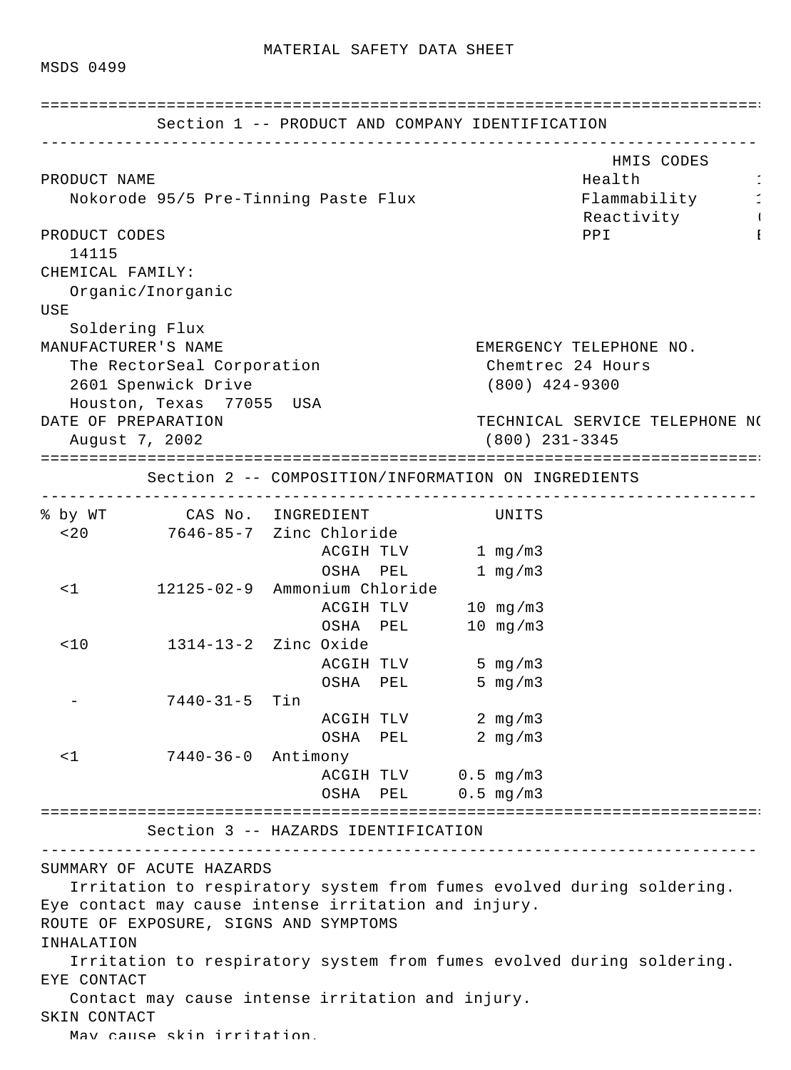# MATERIAL SAFETY DATA SHEET

MSDS 0499

## Section 1 -- PRODUCT AND COMPANY IDENTIFICATION

| HMIS CODES | |
|---|---|
| Health | 1 |
| Flammability | 1 |
| Reactivity | ( |
| PPI | E |

**PRODUCT NAME**
Nokorode 95/5 Pre-Tinning Paste Flux

**PRODUCT CODES**
14115

**CHEMICAL FAMILY:**
Organic/Inorganic

**USE**
Soldering Flux

**MANUFACTURER'S NAME**
The RectorSeal Corporation
2601 Spenwick Drive
Houston, Texas 77055 USA

**EMERGENCY TELEPHONE NO.**
Chemtrec 24 Hours
(800) 424-9300

**DATE OF PREPARATION**
August 7, 2002

**TECHNICAL SERVICE TELEPHONE NO**
(800) 231-3345

## Section 2 -- COMPOSITION/INFORMATION ON INGREDIENTS

| % by WT | CAS No. | INGREDIENT | | UNITS |
|---|---|---|---|---|
| <20 | 7646-85-7 | Zinc Chloride | | |
| | | | ACGIH TLV | 1 mg/m3 |
| | | | OSHA PEL | 1 mg/m3 |
| <1 | 12125-02-9 | Ammonium Chloride | | |
| | | | ACGIH TLV | 10 mg/m3 |
| | | | OSHA PEL | 10 mg/m3 |
| <10 | 1314-13-2 | Zinc Oxide | | |
| | | | ACGIH TLV | 5 mg/m3 |
| | | | OSHA PEL | 5 mg/m3 |
| - | 7440-31-5 | Tin | | |
| | | | ACGIH TLV | 2 mg/m3 |
| | | | OSHA PEL | 2 mg/m3 |
| <1 | 7440-36-0 | Antimony | | |
| | | | ACGIH TLV | 0.5 mg/m3 |
| | | | OSHA PEL | 0.5 mg/m3 |

## Section 3 -- HAZARDS IDENTIFICATION

**SUMMARY OF ACUTE HAZARDS**
Irritation to respiratory system from fumes evolved during soldering. Eye contact may cause intense irritation and injury.

**ROUTE OF EXPOSURE, SIGNS AND SYMPTOMS**

**INHALATION**
Irritation to respiratory system from fumes evolved during soldering.

**EYE CONTACT**
Contact may cause intense irritation and injury.

**SKIN CONTACT**
May cause skin irritation.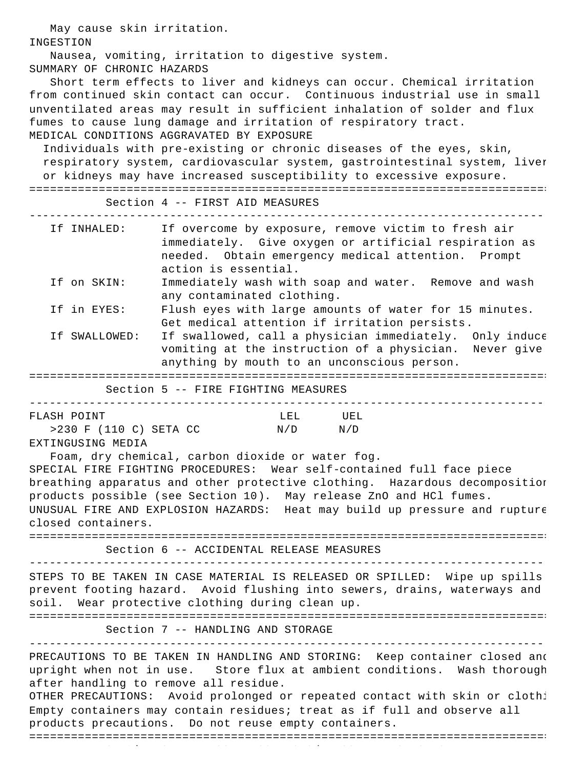May cause skin irritation.

INGESTION

Nausea, vomiting, irritation to digestive system.

SUMMARY OF CHRONIC HAZARDS

Short term effects to liver and kidneys can occur. Chemical irritation from continued skin contact can occur. Continuous industrial use in small unventilated areas may result in sufficient inhalation of solder and flux fumes to cause lung damage and irritation of respiratory tract.

MEDICAL CONDITIONS AGGRAVATED BY EXPOSURE

Individuals with pre-existing or chronic diseases of the eyes, skin, respiratory system, cardiovascular system, gastrointestinal system, liver or kidneys may have increased susceptibility to excessive exposure.

## Section 4 -- FIRST AID MEASURES

- **If INHALED:** If overcome by exposure, remove victim to fresh air immediately. Give oxygen or artificial respiration as needed. Obtain emergency medical attention. Prompt action is essential.
- **If on SKIN:** Immediately wash with soap and water. Remove and wash any contaminated clothing.
- **If in EYES:** Flush eyes with large amounts of water for 15 minutes. Get medical attention if irritation persists.
- **If SWALLOWED:** If swallowed, call a physician immediately. Only induce vomiting at the instruction of a physician. Never give anything by mouth to an unconscious person.

## Section 5 -- FIRE FIGHTING MEASURES

| FLASH POINT | LEL | UEL |
|---|---|---|
| >230 F (110 C) SETA CC | N/D | N/D |

EXTINGUSING MEDIA

Foam, dry chemical, carbon dioxide or water fog.

SPECIAL FIRE FIGHTING PROCEDURES: Wear self-contained full face piece breathing apparatus and other protective clothing. Hazardous decomposition products possible (see Section 10). May release ZnO and HCl fumes.

UNUSUAL FIRE AND EXPLOSION HAZARDS: Heat may build up pressure and rupture closed containers.

## Section 6 -- ACCIDENTAL RELEASE MEASURES

STEPS TO BE TAKEN IN CASE MATERIAL IS RELEASED OR SPILLED: Wipe up spills prevent footing hazard. Avoid flushing into sewers, drains, waterways and soil. Wear protective clothing during clean up.

## Section 7 -- HANDLING AND STORAGE

PRECAUTIONS TO BE TAKEN IN HANDLING AND STORING: Keep container closed and upright when not in use. Store flux at ambient conditions. Wash thorough after handling to remove all residue.

OTHER PRECAUTIONS: Avoid prolonged or repeated contact with skin or clothi Empty containers may contain residues; treat as if full and observe all products precautions. Do not reuse empty containers.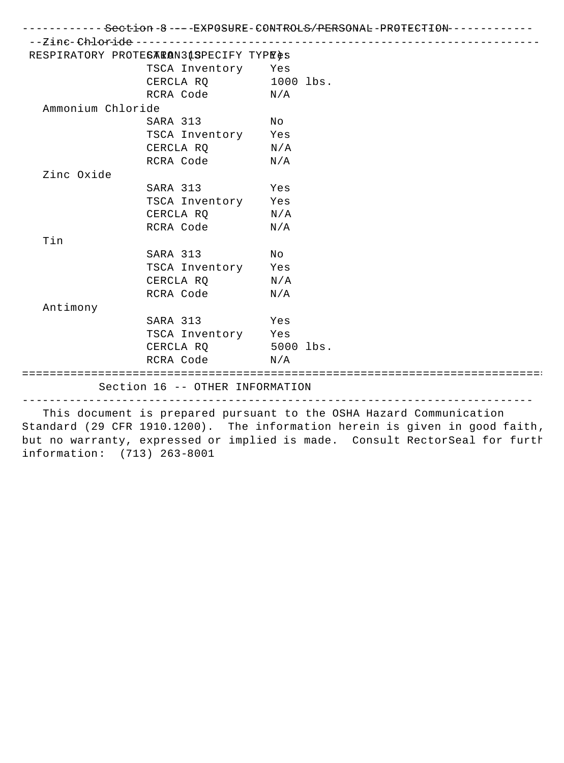Section 8 -- EXPOSURE CONTROLS/PERSONAL PROTECTION

RESPIRATORY PROTECTION (SPECIFY TYPE):

Zinc Chloride

| | | |
|---|---|---|
| Zinc Chloride | SARA 313 | Yes |
| | TSCA Inventory | Yes |
| | CERCLA RQ | 1000 lbs. |
| | RCRA Code | N/A |
| Ammonium Chloride | | |
| | SARA 313 | No |
| | TSCA Inventory | Yes |
| | CERCLA RQ | N/A |
| | RCRA Code | N/A |
| Zinc Oxide | | |
| | SARA 313 | Yes |
| | TSCA Inventory | Yes |
| | CERCLA RQ | N/A |
| | RCRA Code | N/A |
| Tin | | |
| | SARA 313 | No |
| | TSCA Inventory | Yes |
| | CERCLA RQ | N/A |
| | RCRA Code | N/A |
| Antimony | | |
| | SARA 313 | Yes |
| | TSCA Inventory | Yes |
| | CERCLA RQ | 5000 lbs. |
| | RCRA Code | N/A |

## Section 16 -- OTHER INFORMATION

This document is prepared pursuant to the OSHA Hazard Communication Standard (29 CFR 1910.1200). The information herein is given in good faith, but no warranty, expressed or implied is made. Consult RectorSeal for furth information: (713) 263-8001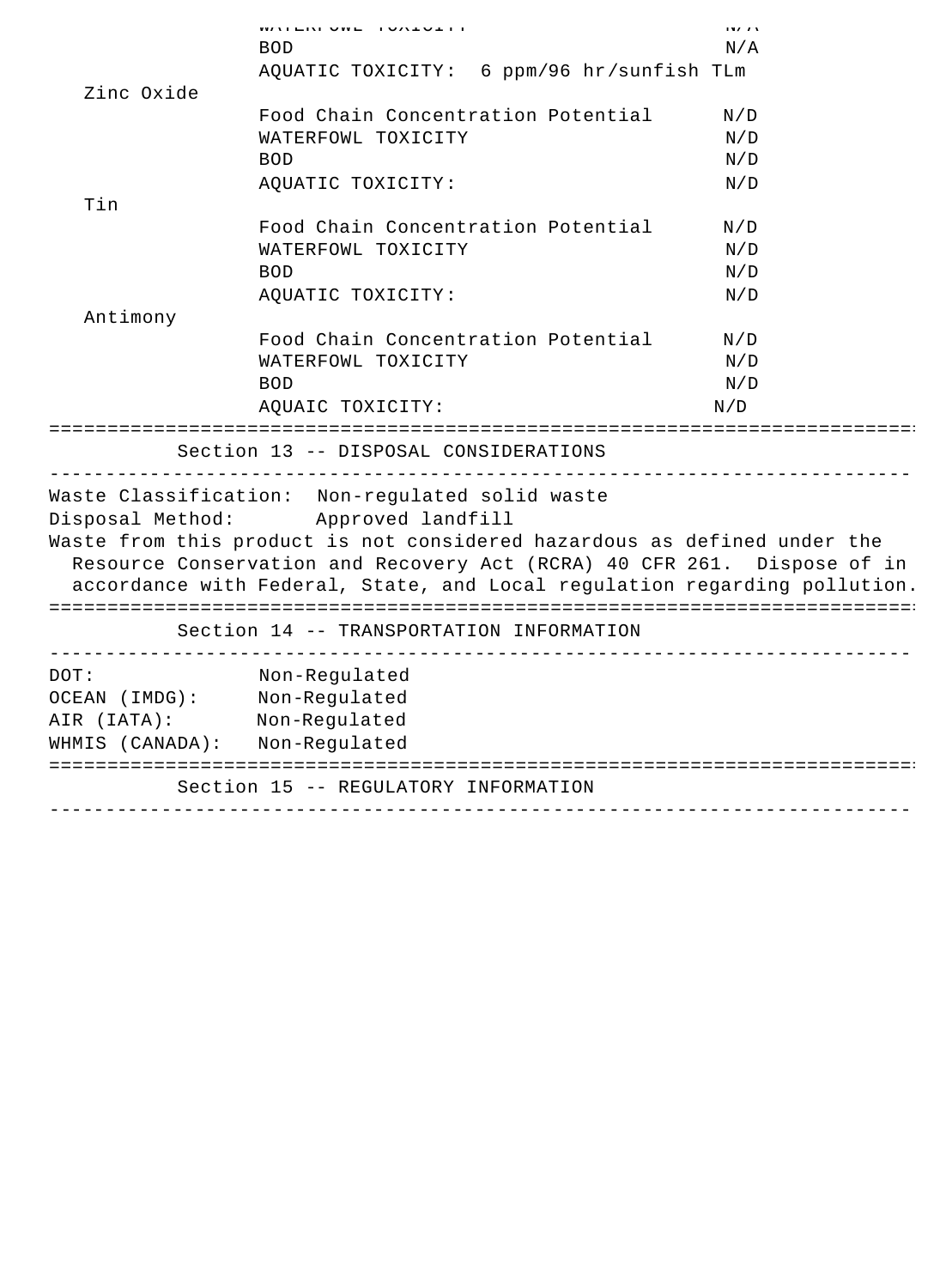WATERFOWL TOXICITY N/A
BOD N/A
AQUATIC TOXICITY: 6 ppm/96 hr/sunfish TLm

Zinc Oxide

| | |
|---|---|
| Food Chain Concentration Potential | N/D |
| WATERFOWL TOXICITY | N/D |
| BOD | N/D |
| AQUATIC TOXICITY: | N/D |

Tin

| | |
|---|---|
| Food Chain Concentration Potential | N/D |
| WATERFOWL TOXICITY | N/D |
| BOD | N/D |
| AQUATIC TOXICITY: | N/D |

Antimony

| | |
|---|---|
| Food Chain Concentration Potential | N/D |
| WATERFOWL TOXICITY | N/D |
| BOD | N/D |
| AQUAIC TOXICITY: | N/D |

## Section 13 -- DISPOSAL CONSIDERATIONS

Waste Classification: Non-regulated solid waste
Disposal Method: Approved landfill

Waste from this product is not considered hazardous as defined under the Resource Conservation and Recovery Act (RCRA) 40 CFR 261. Dispose of in accordance with Federal, State, and Local regulation regarding pollution.

## Section 14 -- TRANSPORTATION INFORMATION

| | |
|---|---|
| DOT: | Non-Regulated |
| OCEAN (IMDG): | Non-Regulated |
| AIR (IATA): | Non-Regulated |
| WHMIS (CANADA): | Non-Regulated |

## Section 15 -- REGULATORY INFORMATION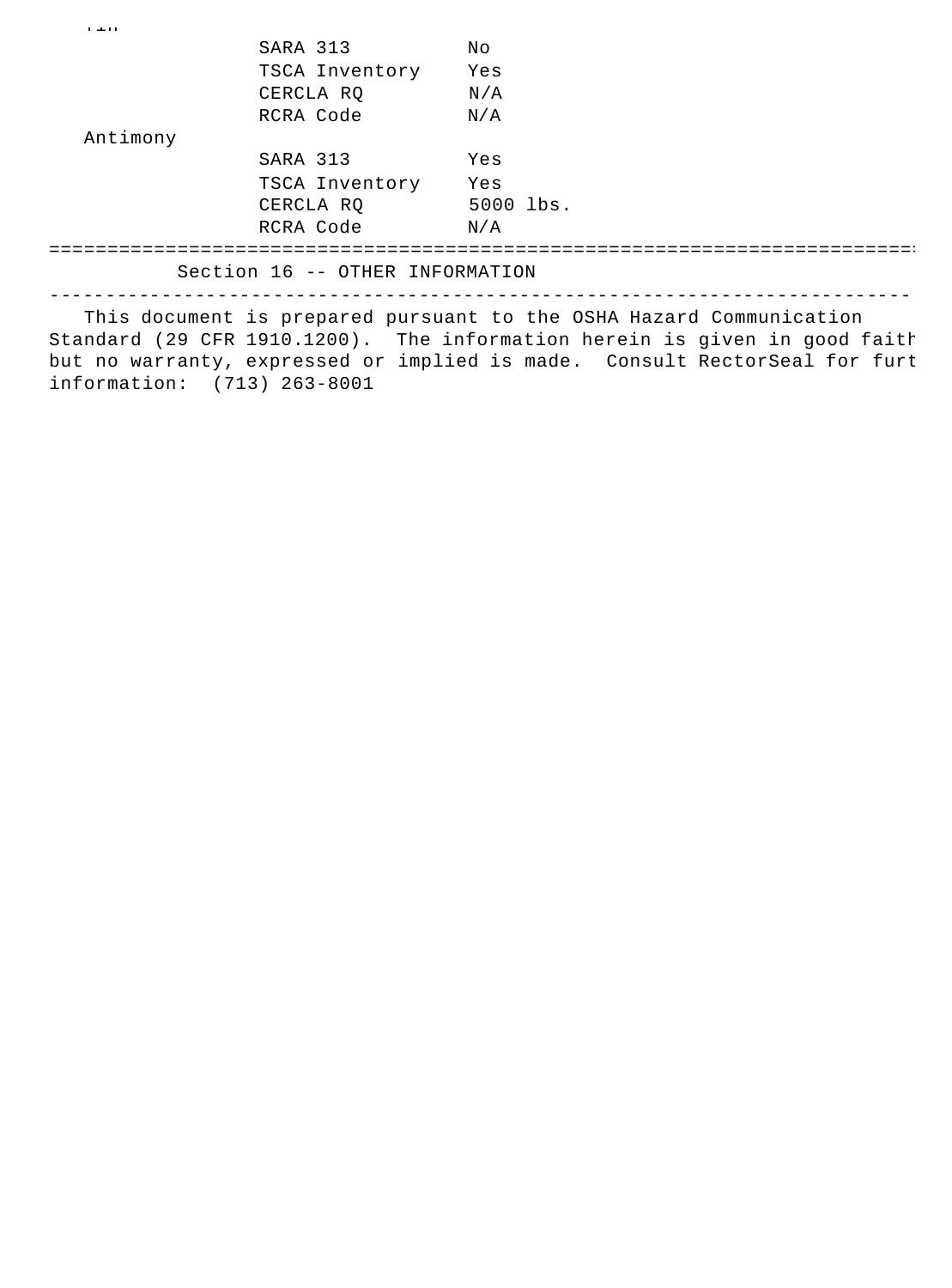Tin

| | | |
|---|---|---|
| | SARA 313 | No |
| | TSCA Inventory | Yes |
| | CERCLA RQ | N/A |
| | RCRA Code | N/A |
| Antimony | | |
| | SARA 313 | Yes |
| | TSCA Inventory | Yes |
| | CERCLA RQ | 5000 lbs. |
| | RCRA Code | N/A |

## Section 16 -- OTHER INFORMATION

This document is prepared pursuant to the OSHA Hazard Communication Standard (29 CFR 1910.1200). The information herein is given in good faith but no warranty, expressed or implied is made. Consult RectorSeal for further information: (713) 263-8001